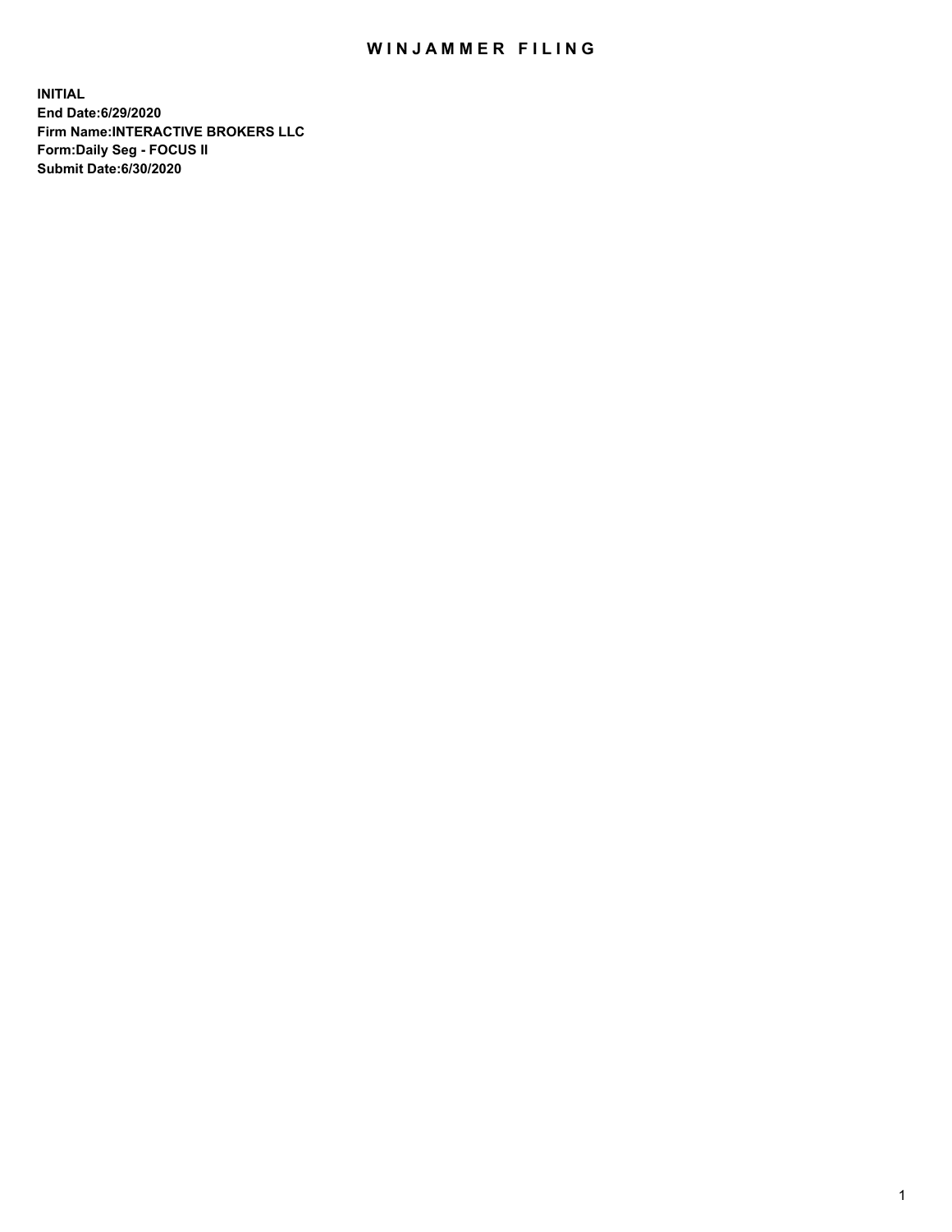# WINJAMMER FILING

**INITIAL**
**End Date:6/29/2020**
**Firm Name:INTERACTIVE BROKERS LLC**
**Form:Daily Seg - FOCUS II**
**Submit Date:6/30/2020**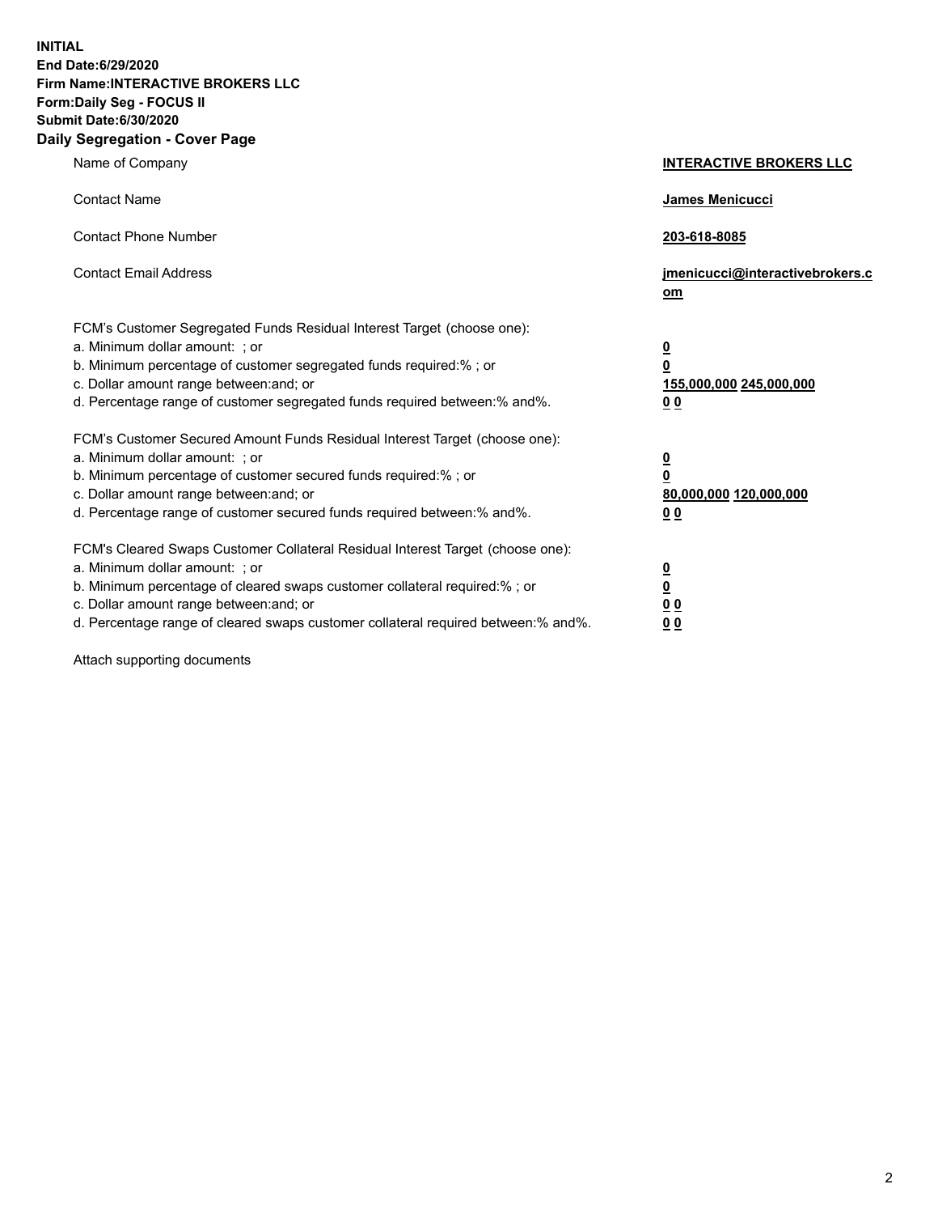**INITIAL**
**End Date:6/29/2020**
**Firm Name:INTERACTIVE BROKERS LLC**
**Form:Daily Seg - FOCUS II**
**Submit Date:6/30/2020**

## Daily Segregation - Cover Page

| | |
|---|---|
| Name of Company | **INTERACTIVE BROKERS LLC** |
| Contact Name | **James Menicucci** |
| Contact Phone Number | **203-618-8085** |
| Contact Email Address | **jmenicucci@interactivebrokers.com** |

FCM's Customer Segregated Funds Residual Interest Target (choose one):

| | |
|---|---|
| a. Minimum dollar amount: ; or | **0** |
| b. Minimum percentage of customer segregated funds required:% ; or | **0** |
| c. Dollar amount range between:and; or | **155,000,000** **245,000,000** |
| d. Percentage range of customer segregated funds required between:% and%. | **0** **0** |

FCM's Customer Secured Amount Funds Residual Interest Target (choose one):

| | |
|---|---|
| a. Minimum dollar amount: ; or | **0** |
| b. Minimum percentage of customer secured funds required:% ; or | **0** |
| c. Dollar amount range between:and; or | **80,000,000** **120,000,000** |
| d. Percentage range of customer secured funds required between:% and%. | **0** **0** |

FCM's Cleared Swaps Customer Collateral Residual Interest Target (choose one):

| | |
|---|---|
| a. Minimum dollar amount: ; or | **0** |
| b. Minimum percentage of cleared swaps customer collateral required:% ; or | **0** |
| c. Dollar amount range between:and; or | **0** **0** |
| d. Percentage range of cleared swaps customer collateral required between:% and%. | **0** **0** |

Attach supporting documents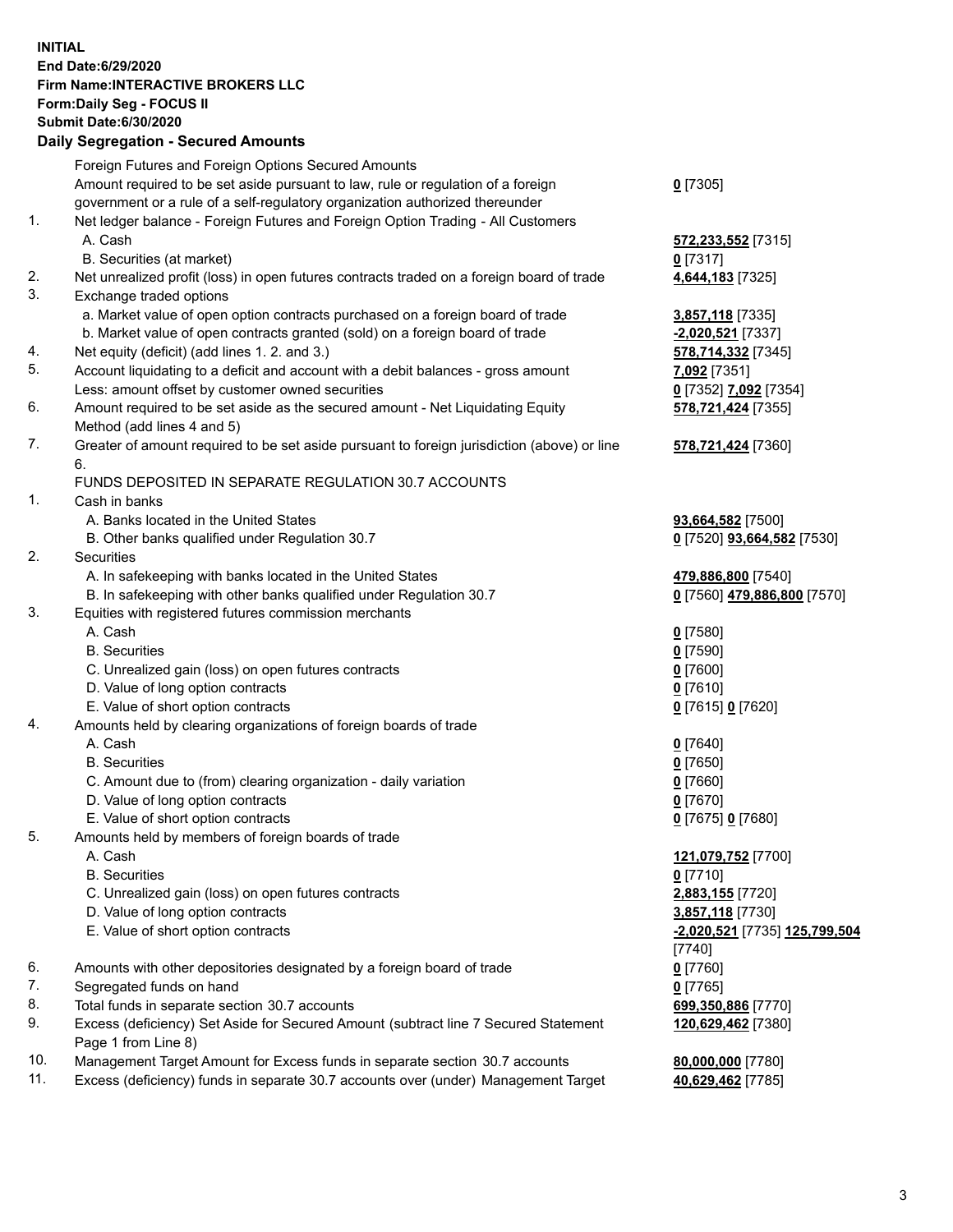**INITIAL**
**End Date:6/29/2020**
**Firm Name:INTERACTIVE BROKERS LLC**
**Form:Daily Seg - FOCUS II**
**Submit Date:6/30/2020**

## Daily Segregation - Secured Amounts

| | | |
|---|---|---|
| | Foreign Futures and Foreign Options Secured Amounts | |
| | Amount required to be set aside pursuant to law, rule or regulation of a foreign government or a rule of a self-regulatory organization authorized thereunder | **0** [7305] |
| 1. | Net ledger balance - Foreign Futures and Foreign Option Trading - All Customers | |
| | A. Cash | **572,233,552** [7315] |
| | B. Securities (at market) | **0** [7317] |
| 2. | Net unrealized profit (loss) in open futures contracts traded on a foreign board of trade | **4,644,183** [7325] |
| 3. | Exchange traded options | |
| | a. Market value of open option contracts purchased on a foreign board of trade | **3,857,118** [7335] |
| | b. Market value of open contracts granted (sold) on a foreign board of trade | **-2,020,521** [7337] |
| 4. | Net equity (deficit) (add lines 1. 2. and 3.) | **578,714,332** [7345] |
| 5. | Account liquidating to a deficit and account with a debit balances - gross amount | **7,092** [7351] |
| | Less: amount offset by customer owned securities | **0** [7352] **7,092** [7354] |
| 6. | Amount required to be set aside as the secured amount - Net Liquidating Equity Method (add lines 4 and 5) | **578,721,424** [7355] |
| 7. | Greater of amount required to be set aside pursuant to foreign jurisdiction (above) or line 6. | **578,721,424** [7360] |
| | FUNDS DEPOSITED IN SEPARATE REGULATION 30.7 ACCOUNTS | |
| 1. | Cash in banks | |
| | A. Banks located in the United States | **93,664,582** [7500] |
| | B. Other banks qualified under Regulation 30.7 | **0** [7520] **93,664,582** [7530] |
| 2. | Securities | |
| | A. In safekeeping with banks located in the United States | **479,886,800** [7540] |
| | B. In safekeeping with other banks qualified under Regulation 30.7 | **0** [7560] **479,886,800** [7570] |
| 3. | Equities with registered futures commission merchants | |
| | A. Cash | **0** [7580] |
| | B. Securities | **0** [7590] |
| | C. Unrealized gain (loss) on open futures contracts | **0** [7600] |
| | D. Value of long option contracts | **0** [7610] |
| | E. Value of short option contracts | **0** [7615] **0** [7620] |
| 4. | Amounts held by clearing organizations of foreign boards of trade | |
| | A. Cash | **0** [7640] |
| | B. Securities | **0** [7650] |
| | C. Amount due to (from) clearing organization - daily variation | **0** [7660] |
| | D. Value of long option contracts | **0** [7670] |
| | E. Value of short option contracts | **0** [7675] **0** [7680] |
| 5. | Amounts held by members of foreign boards of trade | |
| | A. Cash | **121,079,752** [7700] |
| | B. Securities | **0** [7710] |
| | C. Unrealized gain (loss) on open futures contracts | **2,883,155** [7720] |
| | D. Value of long option contracts | **3,857,118** [7730] |
| | E. Value of short option contracts | **-2,020,521** [7735] **125,799,504** [7740] |
| 6. | Amounts with other depositories designated by a foreign board of trade | **0** [7760] |
| 7. | Segregated funds on hand | **0** [7765] |
| 8. | Total funds in separate section 30.7 accounts | **699,350,886** [7770] |
| 9. | Excess (deficiency) Set Aside for Secured Amount (subtract line 7 Secured Statement Page 1 from Line 8) | **120,629,462** [7380] |
| 10. | Management Target Amount for Excess funds in separate section 30.7 accounts | **80,000,000** [7780] |
| 11. | Excess (deficiency) funds in separate 30.7 accounts over (under) Management Target | **40,629,462** [7785] |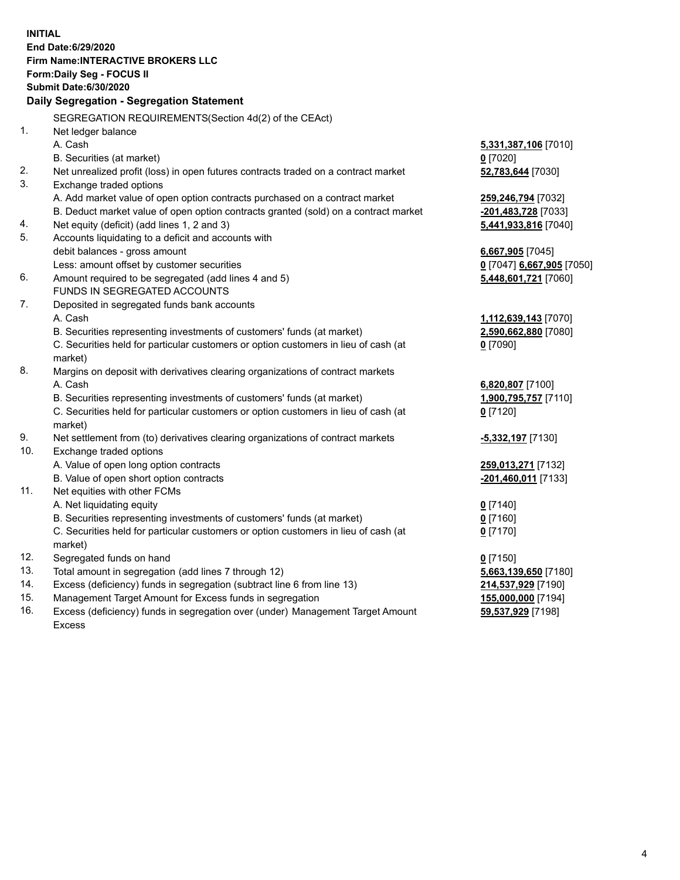**INITIAL**
**End Date:6/29/2020**
**Firm Name:INTERACTIVE BROKERS LLC**
**Form:Daily Seg - FOCUS II**
**Submit Date:6/30/2020**

**Daily Segregation - Segregation Statement**

SEGREGATION REQUIREMENTS(Section 4d(2) of the CEAct)

| | | |
|---|---|---|
| 1. | Net ledger balance | |
| | A. Cash | **5,331,387,106** [7010] |
| | B. Securities (at market) | **0** [7020] |
| 2. | Net unrealized profit (loss) in open futures contracts traded on a contract market | **52,783,644** [7030] |
| 3. | Exchange traded options | |
| | A. Add market value of open option contracts purchased on a contract market | **259,246,794** [7032] |
| | B. Deduct market value of open option contracts granted (sold) on a contract market | **-201,483,728** [7033] |
| 4. | Net equity (deficit) (add lines 1, 2 and 3) | **5,441,933,816** [7040] |
| 5. | Accounts liquidating to a deficit and accounts with debit balances - gross amount | **6,667,905** [7045] |
| | Less: amount offset by customer securities | **0** [7047] **6,667,905** [7050] |
| 6. | Amount required to be segregated (add lines 4 and 5) | **5,448,601,721** [7060] |
| | FUNDS IN SEGREGATED ACCOUNTS | |
| 7. | Deposited in segregated funds bank accounts | |
| | A. Cash | **1,112,639,143** [7070] |
| | B. Securities representing investments of customers' funds (at market) | **2,590,662,880** [7080] |
| | C. Securities held for particular customers or option customers in lieu of cash (at market) | **0** [7090] |
| 8. | Margins on deposit with derivatives clearing organizations of contract markets | |
| | A. Cash | **6,820,807** [7100] |
| | B. Securities representing investments of customers' funds (at market) | **1,900,795,757** [7110] |
| | C. Securities held for particular customers or option customers in lieu of cash (at market) | **0** [7120] |
| 9. | Net settlement from (to) derivatives clearing organizations of contract markets | **-5,332,197** [7130] |
| 10. | Exchange traded options | |
| | A. Value of open long option contracts | **259,013,271** [7132] |
| | B. Value of open short option contracts | **-201,460,011** [7133] |
| 11. | Net equities with other FCMs | |
| | A. Net liquidating equity | **0** [7140] |
| | B. Securities representing investments of customers' funds (at market) | **0** [7160] |
| | C. Securities held for particular customers or option customers in lieu of cash (at market) | **0** [7170] |
| 12. | Segregated funds on hand | **0** [7150] |
| 13. | Total amount in segregation (add lines 7 through 12) | **5,663,139,650** [7180] |
| 14. | Excess (deficiency) funds in segregation (subtract line 6 from line 13) | **214,537,929** [7190] |
| 15. | Management Target Amount for Excess funds in segregation | **155,000,000** [7194] |
| 16. | Excess (deficiency) funds in segregation over (under) Management Target Amount Excess | **59,537,929** [7198] |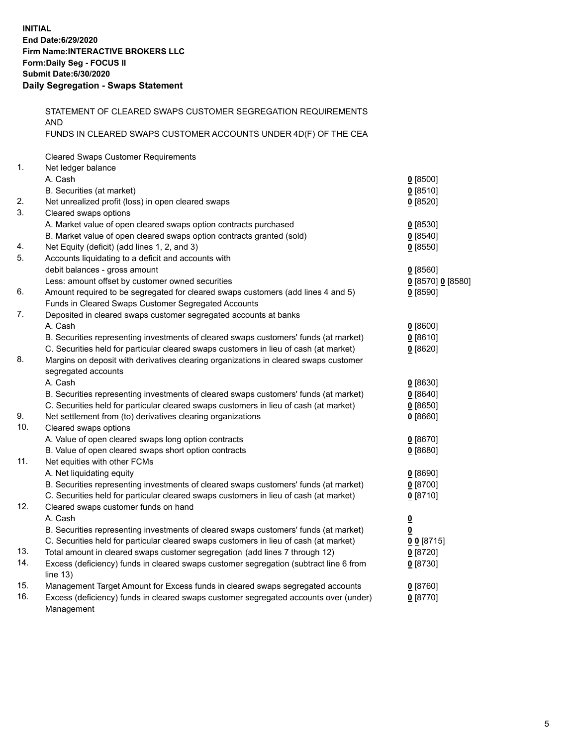**INITIAL**
**End Date:6/29/2020**
**Firm Name:INTERACTIVE BROKERS LLC**
**Form:Daily Seg - FOCUS II**
**Submit Date:6/30/2020**
**Daily Segregation - Swaps Statement**

STATEMENT OF CLEARED SWAPS CUSTOMER SEGREGATION REQUIREMENTS
AND
FUNDS IN CLEARED SWAPS CUSTOMER ACCOUNTS UNDER 4D(F) OF THE CEA

| | | |
|---|---|---|
| | Cleared Swaps Customer Requirements | |
| 1. | Net ledger balance | |
| | A. Cash | 0 [8500] |
| | B. Securities (at market) | 0 [8510] |
| 2. | Net unrealized profit (loss) in open cleared swaps | 0 [8520] |
| 3. | Cleared swaps options | |
| | A. Market value of open cleared swaps option contracts purchased | 0 [8530] |
| | B. Market value of open cleared swaps option contracts granted (sold) | 0 [8540] |
| 4. | Net Equity (deficit) (add lines 1, 2, and 3) | 0 [8550] |
| 5. | Accounts liquidating to a deficit and accounts with | |
| | debit balances - gross amount | 0 [8560] |
| | Less: amount offset by customer owned securities | 0 [8570] 0 [8580] |
| 6. | Amount required to be segregated for cleared swaps customers (add lines 4 and 5) | 0 [8590] |
| | Funds in Cleared Swaps Customer Segregated Accounts | |
| 7. | Deposited in cleared swaps customer segregated accounts at banks | |
| | A. Cash | 0 [8600] |
| | B. Securities representing investments of cleared swaps customers' funds (at market) | 0 [8610] |
| | C. Securities held for particular cleared swaps customers in lieu of cash (at market) | 0 [8620] |
| 8. | Margins on deposit with derivatives clearing organizations in cleared swaps customer segregated accounts | |
| | A. Cash | 0 [8630] |
| | B. Securities representing investments of cleared swaps customers' funds (at market) | 0 [8640] |
| | C. Securities held for particular cleared swaps customers in lieu of cash (at market) | 0 [8650] |
| 9. | Net settlement from (to) derivatives clearing organizations | 0 [8660] |
| 10. | Cleared swaps options | |
| | A. Value of open cleared swaps long option contracts | 0 [8670] |
| | B. Value of open cleared swaps short option contracts | 0 [8680] |
| 11. | Net equities with other FCMs | |
| | A. Net liquidating equity | 0 [8690] |
| | B. Securities representing investments of cleared swaps customers' funds (at market) | 0 [8700] |
| | C. Securities held for particular cleared swaps customers in lieu of cash (at market) | 0 [8710] |
| 12. | Cleared swaps customer funds on hand | |
| | A. Cash | 0 |
| | B. Securities representing investments of cleared swaps customers' funds (at market) | 0 |
| | C. Securities held for particular cleared swaps customers in lieu of cash (at market) | 0 0 [8715] |
| 13. | Total amount in cleared swaps customer segregation (add lines 7 through 12) | 0 [8720] |
| 14. | Excess (deficiency) funds in cleared swaps customer segregation (subtract line 6 from line 13) | 0 [8730] |
| 15. | Management Target Amount for Excess funds in cleared swaps segregated accounts | 0 [8760] |
| 16. | Excess (deficiency) funds in cleared swaps customer segregated accounts over (under) Management | 0 [8770] |